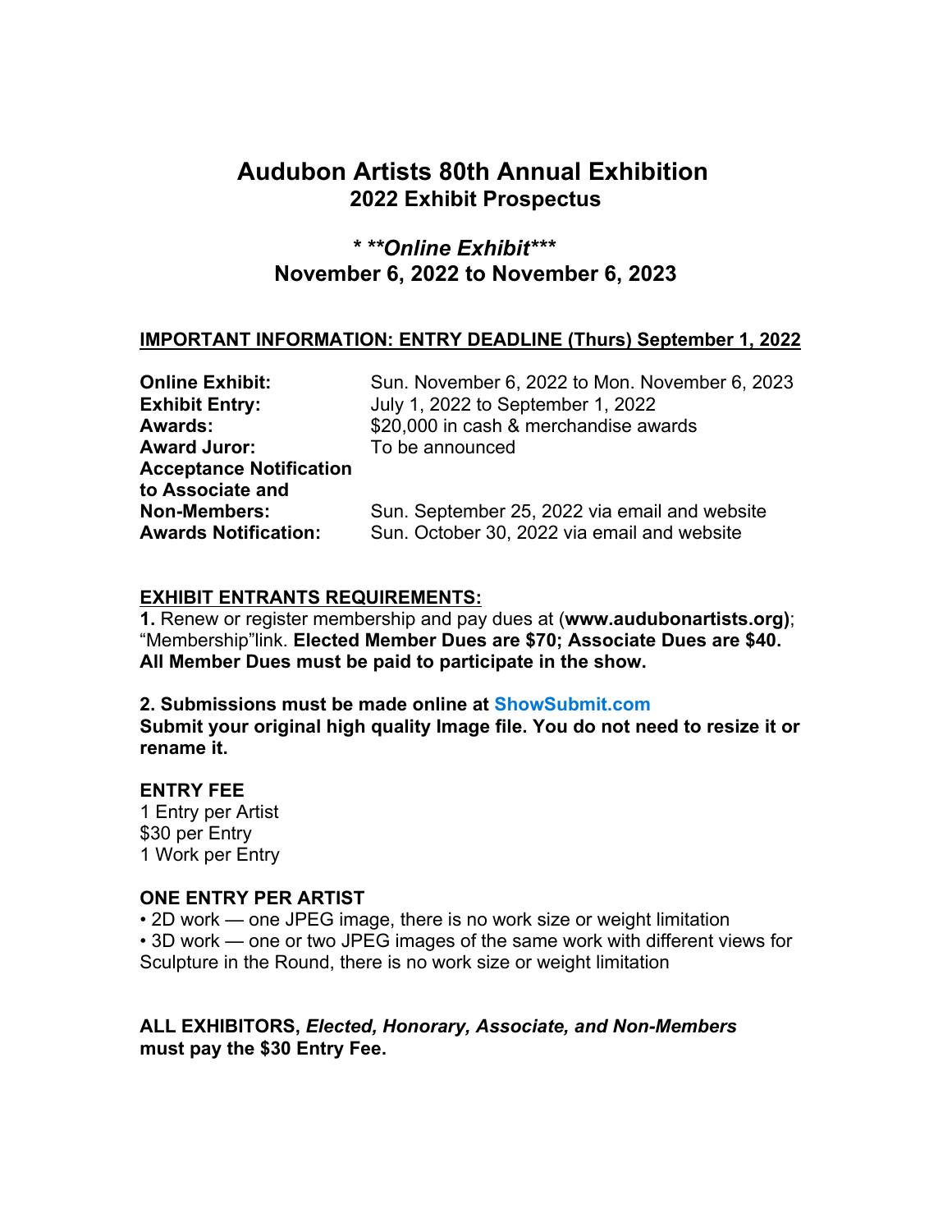# Audubon Artists 80th Annual Exhibition
## 2022 Exhibit Prospectus

### * **Online Exhibit***
### November 6, 2022 to November 6, 2023

**IMPORTANT INFORMATION: ENTRY DEADLINE (Thurs) September 1, 2022**

| | |
|---|---|
| **Online Exhibit:** | Sun. November 6, 2022 to Mon. November 6, 2023 |
| **Exhibit Entry:** | July 1, 2022 to September 1, 2022 |
| **Awards:** | $20,000 in cash & merchandise awards |
| **Award Juror:** | To be announced |
| **Acceptance Notification to Associate and Non-Members:** | Sun. September 25, 2022 via email and website |
| **Awards Notification:** | Sun. October 30, 2022 via email and website |

**EXHIBIT ENTRANTS REQUIREMENTS:**

**1.** Renew or register membership and pay dues at (**www.audubonartists.org)**; “Membership”link. **Elected Member Dues are $70; Associate Dues are $40. All Member Dues must be paid to participate in the show.**

**2. Submissions must be made online at ShowSubmit.com**
**Submit your original high quality Image file. You do not need to resize it or rename it.**

**ENTRY FEE**
1 Entry per Artist
$30 per Entry
1 Work per Entry

**ONE ENTRY PER ARTIST**
• 2D work — one JPEG image, there is no work size or weight limitation
• 3D work — one or two JPEG images of the same work with different views for Sculpture in the Round, there is no work size or weight limitation

**ALL EXHIBITORS, *Elected, Honorary, Associate, and Non-Members* must pay the $30 Entry Fee.**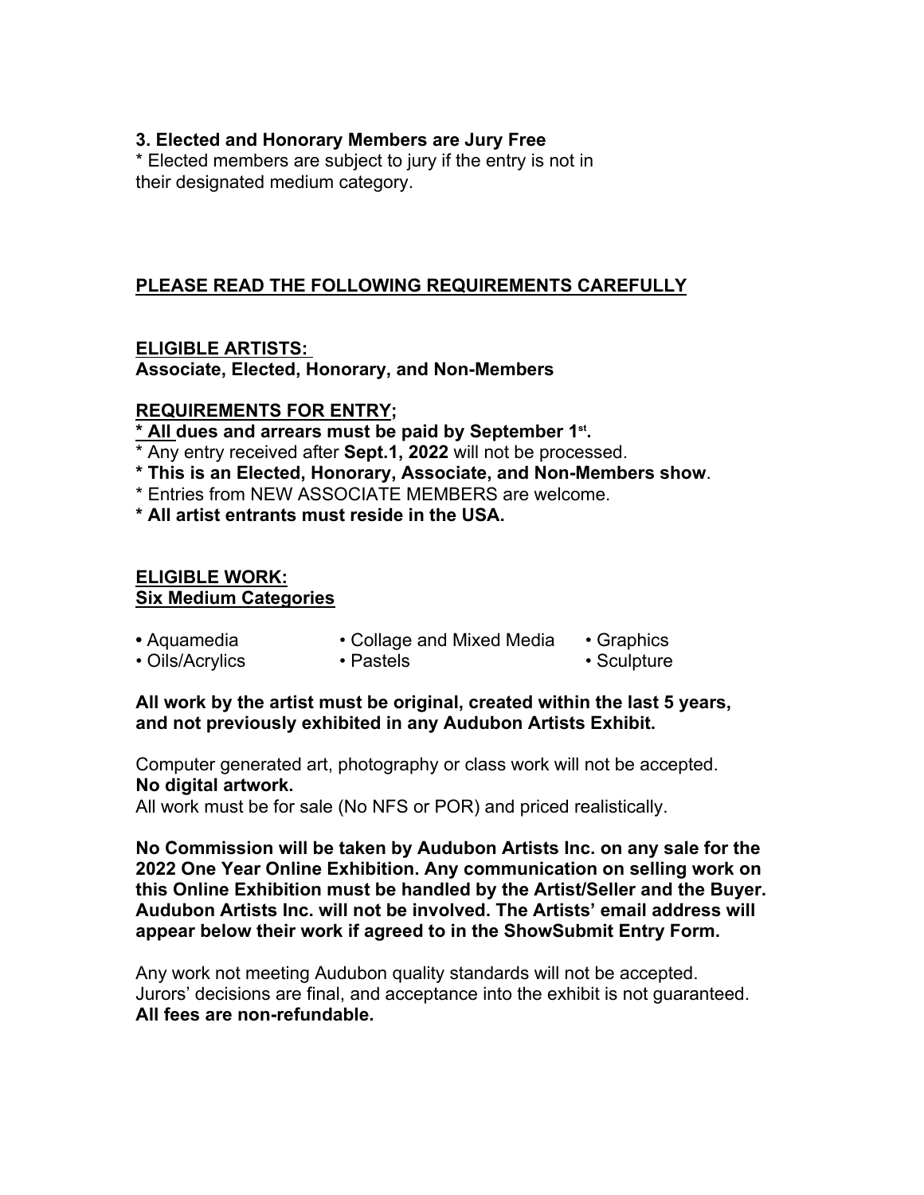**3. Elected and Honorary Members are Jury Free**

* Elected members are subject to jury if the entry is not in their designated medium category.

**PLEASE READ THE FOLLOWING REQUIREMENTS CAREFULLY**

**ELIGIBLE ARTISTS:**
**Associate, Elected, Honorary, and Non-Members**

**REQUIREMENTS FOR ENTRY;**

**\* All dues and arrears must be paid by September 1st.**
* Any entry received after **Sept.1, 2022** will not be processed.
**\* This is an Elected, Honorary, Associate, and Non-Members show**.
* Entries from NEW ASSOCIATE MEMBERS are welcome.
**\* All artist entrants must reside in the USA.**

**ELIGIBLE WORK:**
**Six Medium Categories**

• Aquamedia
• Collage and Mixed Media
• Graphics
• Oils/Acrylics
• Pastels
• Sculpture

**All work by the artist must be original, created within the last 5 years, and not previously exhibited in any Audubon Artists Exhibit.**

Computer generated art, photography or class work will not be accepted.
**No digital artwork.**
All work must be for sale (No NFS or POR) and priced realistically.

**No Commission will be taken by Audubon Artists Inc. on any sale for the 2022 One Year Online Exhibition. Any communication on selling work on this Online Exhibition must be handled by the Artist/Seller and the Buyer. Audubon Artists Inc. will not be involved. The Artists' email address will appear below their work if agreed to in the ShowSubmit Entry Form.**

Any work not meeting Audubon quality standards will not be accepted.
Jurors' decisions are final, and acceptance into the exhibit is not guaranteed.
**All fees are non-refundable.**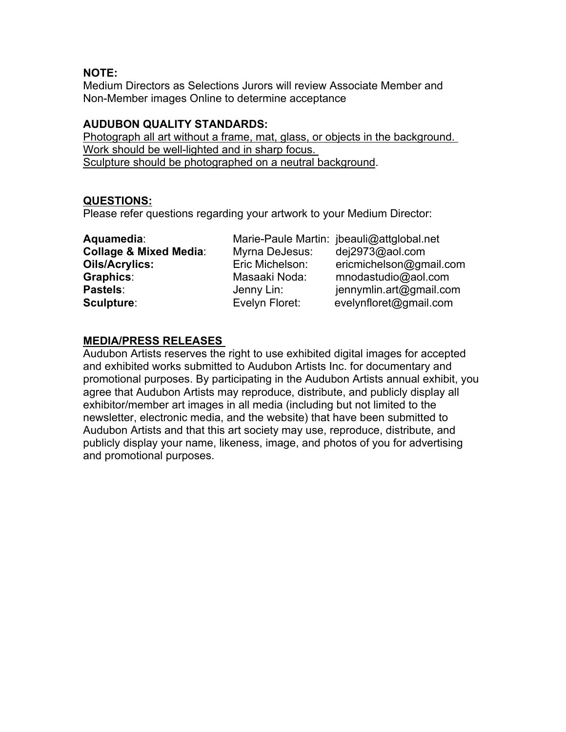**NOTE:**
Medium Directors as Selections Jurors will review Associate Member and Non-Member images Online to determine acceptance

**AUDUBON QUALITY STANDARDS:**
Photograph all art without a frame, mat, glass, or objects in the background.
Work should be well-lighted and in sharp focus.
Sculpture should be photographed on a neutral background.

**QUESTIONS:**
Please refer questions regarding your artwork to your Medium Director:

| | | |
|---|---|---|
| **Aquamedia**: | Marie-Paule Martin: | jbeauli@attglobal.net |
| **Collage & Mixed Media**: | Myrna DeJesus: | dej2973@aol.com |
| **Oils/Acrylics:** | Eric Michelson: | ericmichelson@gmail.com |
| **Graphics**: | Masaaki Noda: | mnodastudio@aol.com |
| **Pastels**: | Jenny Lin: | jennymlin.art@gmail.com |
| **Sculpture**: | Evelyn Floret: | evelynfloret@gmail.com |

**MEDIA/PRESS RELEASES**
Audubon Artists reserves the right to use exhibited digital images for accepted and exhibited works submitted to Audubon Artists Inc. for documentary and promotional purposes. By participating in the Audubon Artists annual exhibit, you agree that Audubon Artists may reproduce, distribute, and publicly display all exhibitor/member art images in all media (including but not limited to the newsletter, electronic media, and the website) that have been submitted to Audubon Artists and that this art society may use, reproduce, distribute, and publicly display your name, likeness, image, and photos of you for advertising and promotional purposes.